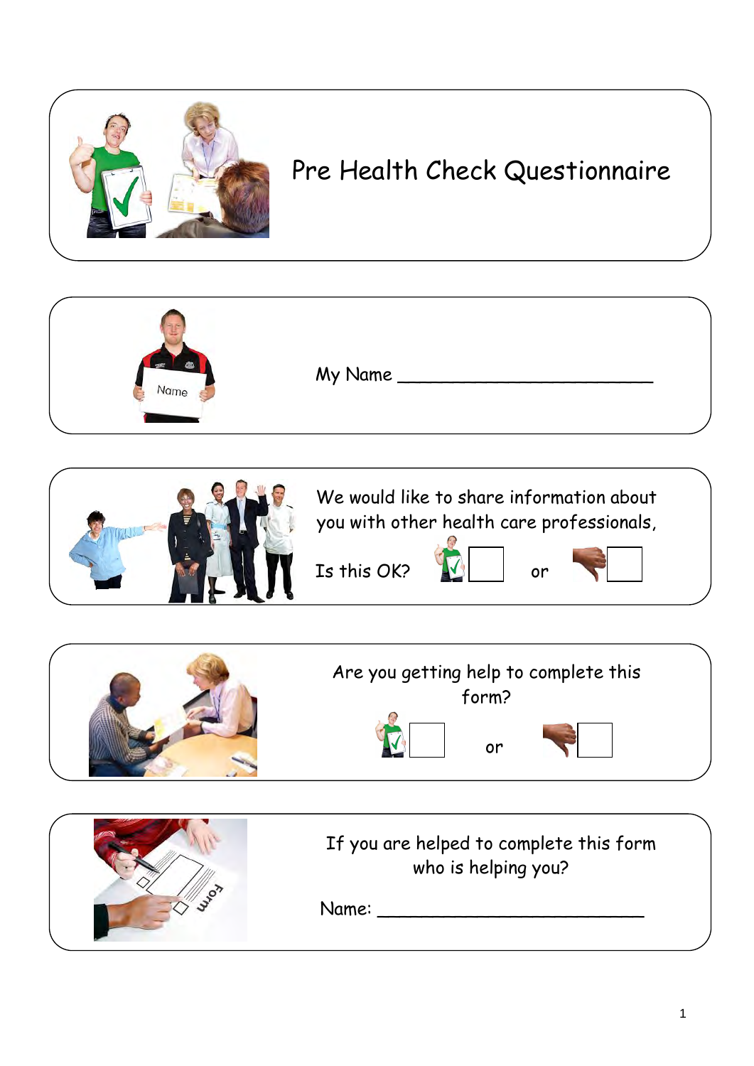# Pre Health Check Questionnaire

My Name ________________________

We would like to share information about you with other health care professionals,

Is this OK? ☐ or ☐

Are you getting help to complete this form?

☐ or ☐

If you are helped to complete this form who is helping you?

Name: _________________________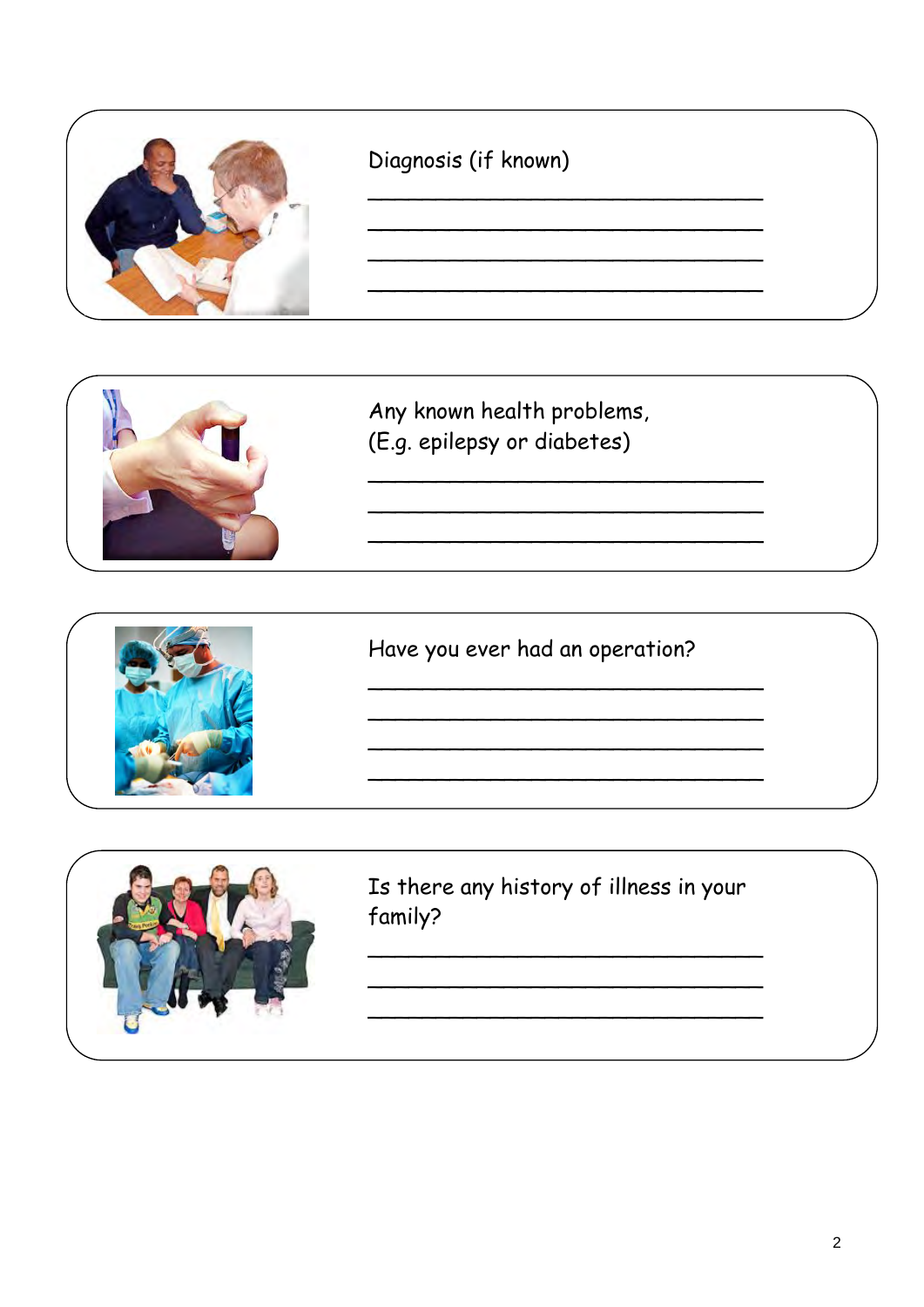Diagnosis (if known)

\_\_\_\_\_\_\_\_\_\_\_\_\_\_\_\_\_\_\_\_\_\_\_\_\_\_\_\_\_\_\_\_
\_\_\_\_\_\_\_\_\_\_\_\_\_\_\_\_\_\_\_\_\_\_\_\_\_\_\_\_\_\_\_\_
\_\_\_\_\_\_\_\_\_\_\_\_\_\_\_\_\_\_\_\_\_\_\_\_\_\_\_\_\_\_\_\_
\_\_\_\_\_\_\_\_\_\_\_\_\_\_\_\_\_\_\_\_\_\_\_\_\_\_\_\_\_\_\_\_

Any known health problems,
(E.g. epilepsy or diabetes)

\_\_\_\_\_\_\_\_\_\_\_\_\_\_\_\_\_\_\_\_\_\_\_\_\_\_\_\_\_\_\_\_
\_\_\_\_\_\_\_\_\_\_\_\_\_\_\_\_\_\_\_\_\_\_\_\_\_\_\_\_\_\_\_\_
\_\_\_\_\_\_\_\_\_\_\_\_\_\_\_\_\_\_\_\_\_\_\_\_\_\_\_\_\_\_\_\_

Have you ever had an operation?

\_\_\_\_\_\_\_\_\_\_\_\_\_\_\_\_\_\_\_\_\_\_\_\_\_\_\_\_\_\_\_\_
\_\_\_\_\_\_\_\_\_\_\_\_\_\_\_\_\_\_\_\_\_\_\_\_\_\_\_\_\_\_\_\_
\_\_\_\_\_\_\_\_\_\_\_\_\_\_\_\_\_\_\_\_\_\_\_\_\_\_\_\_\_\_\_\_
\_\_\_\_\_\_\_\_\_\_\_\_\_\_\_\_\_\_\_\_\_\_\_\_\_\_\_\_\_\_\_\_

Is there any history of illness in your family?

\_\_\_\_\_\_\_\_\_\_\_\_\_\_\_\_\_\_\_\_\_\_\_\_\_\_\_\_\_\_\_\_
\_\_\_\_\_\_\_\_\_\_\_\_\_\_\_\_\_\_\_\_\_\_\_\_\_\_\_\_\_\_\_\_
\_\_\_\_\_\_\_\_\_\_\_\_\_\_\_\_\_\_\_\_\_\_\_\_\_\_\_\_\_\_\_\_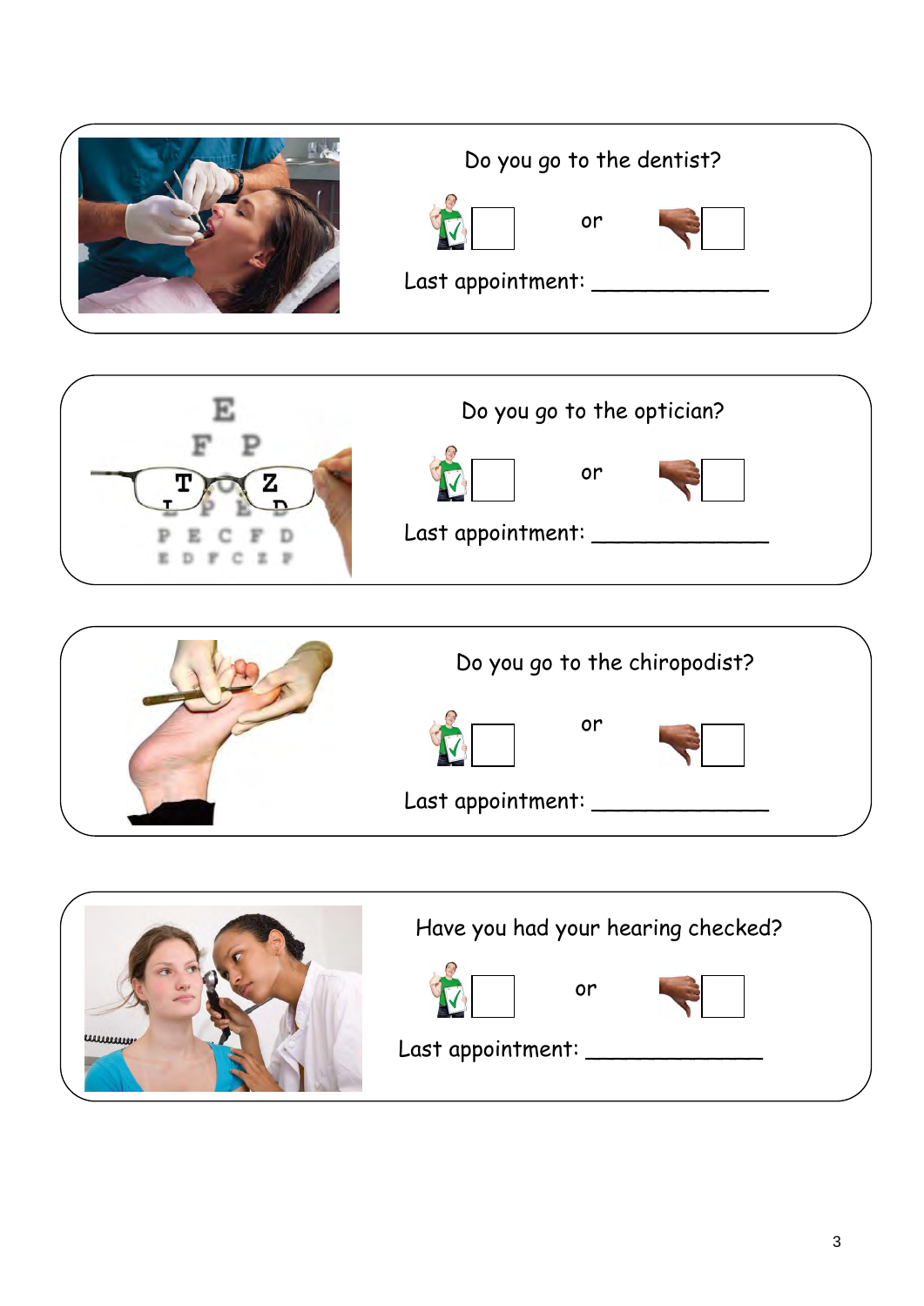Do you go to the dentist?

☐ or ☐

Last appointment: _____________

Do you go to the optician?

☐ or ☐

Last appointment: _____________

Do you go to the chiropodist?

☐ or ☐

Last appointment: _____________

Have you had your hearing checked?

☐ or ☐

Last appointment: _____________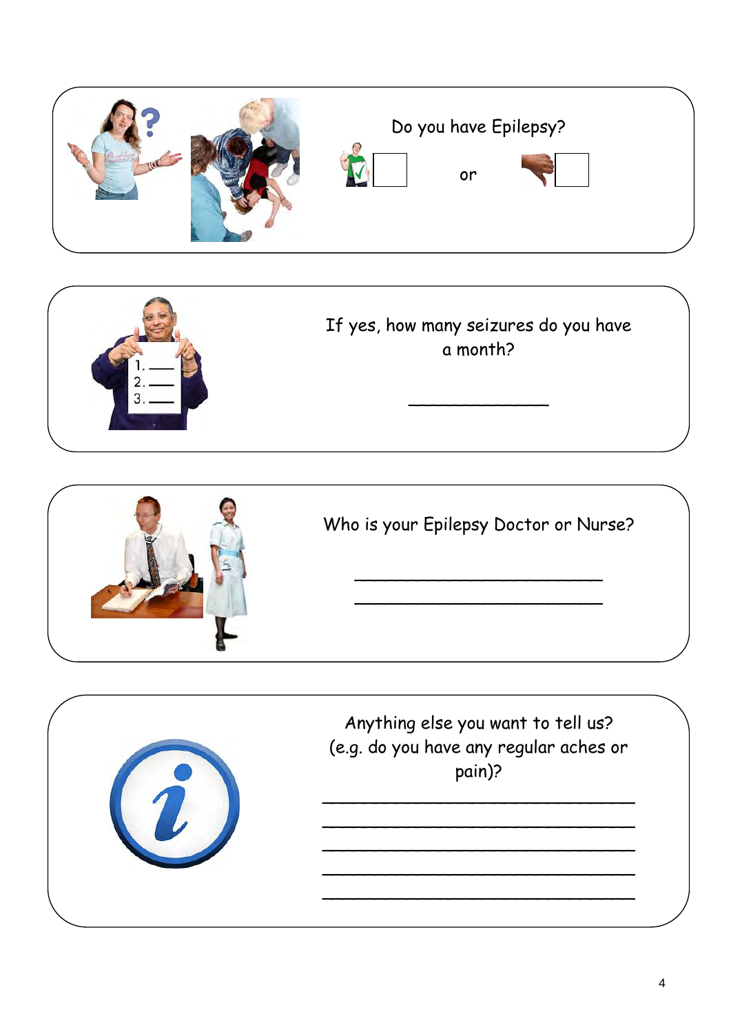Do you have Epilepsy?

☐ or ☐

If yes, how many seizures do you have a month?

\_\_\_\_\_\_\_\_\_\_\_\_\_\_

Who is your Epilepsy Doctor or Nurse?

\_\_\_\_\_\_\_\_\_\_\_\_\_\_\_\_\_\_\_\_\_\_\_\_\_\_

\_\_\_\_\_\_\_\_\_\_\_\_\_\_\_\_\_\_\_\_\_\_\_\_\_\_

Anything else you want to tell us?
(e.g. do you have any regular aches or pain)?

\_\_\_\_\_\_\_\_\_\_\_\_\_\_\_\_\_\_\_\_\_\_\_\_\_\_\_\_\_\_\_\_\_

\_\_\_\_\_\_\_\_\_\_\_\_\_\_\_\_\_\_\_\_\_\_\_\_\_\_\_\_\_\_\_\_\_

\_\_\_\_\_\_\_\_\_\_\_\_\_\_\_\_\_\_\_\_\_\_\_\_\_\_\_\_\_\_\_\_\_

\_\_\_\_\_\_\_\_\_\_\_\_\_\_\_\_\_\_\_\_\_\_\_\_\_\_\_\_\_\_\_\_\_

\_\_\_\_\_\_\_\_\_\_\_\_\_\_\_\_\_\_\_\_\_\_\_\_\_\_\_\_\_\_\_\_\_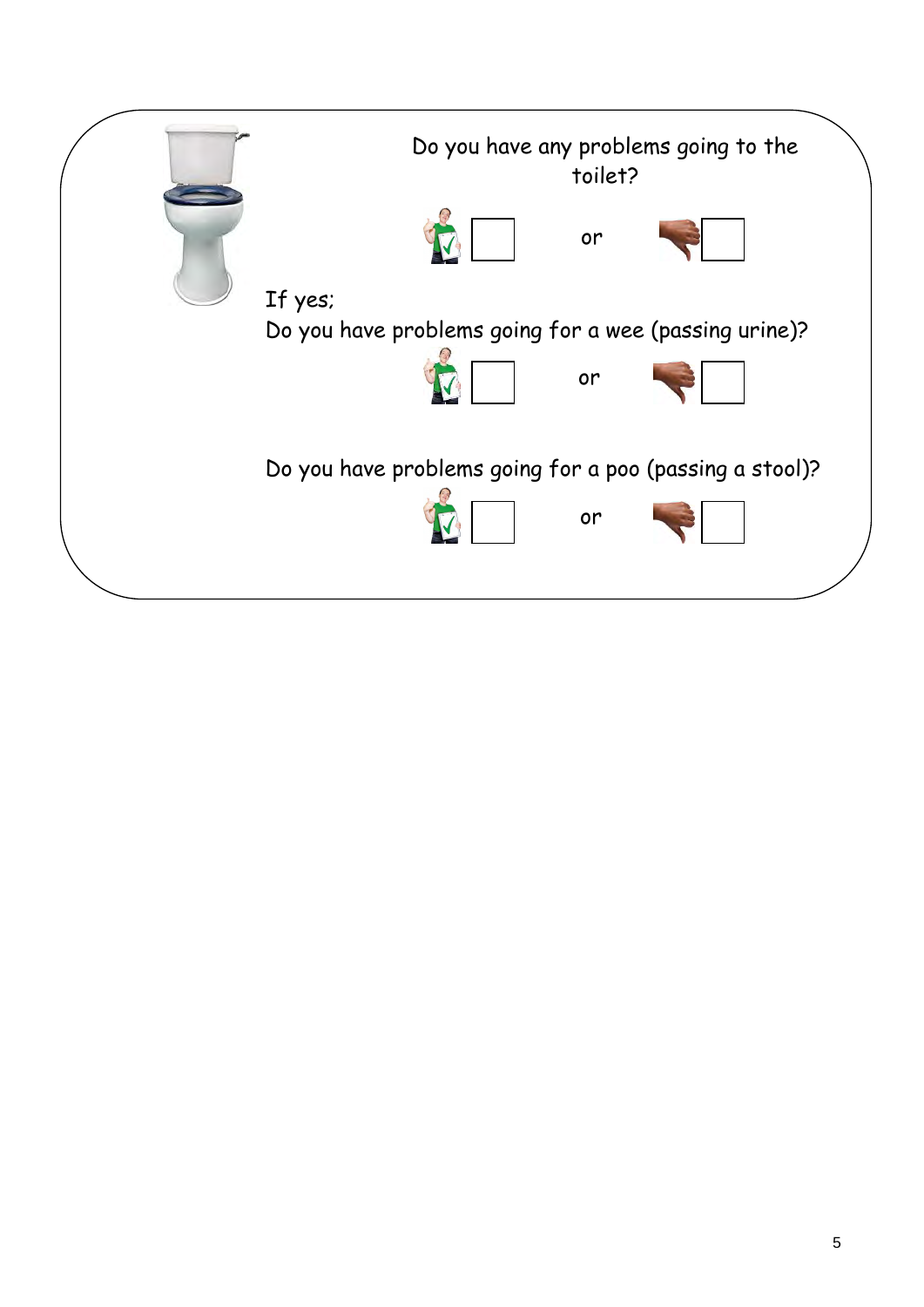Do you have any problems going to the toilet?

☐ or ☐

If yes;

Do you have problems going for a wee (passing urine)?

☐ or ☐

Do you have problems going for a poo (passing a stool)?

☐ or ☐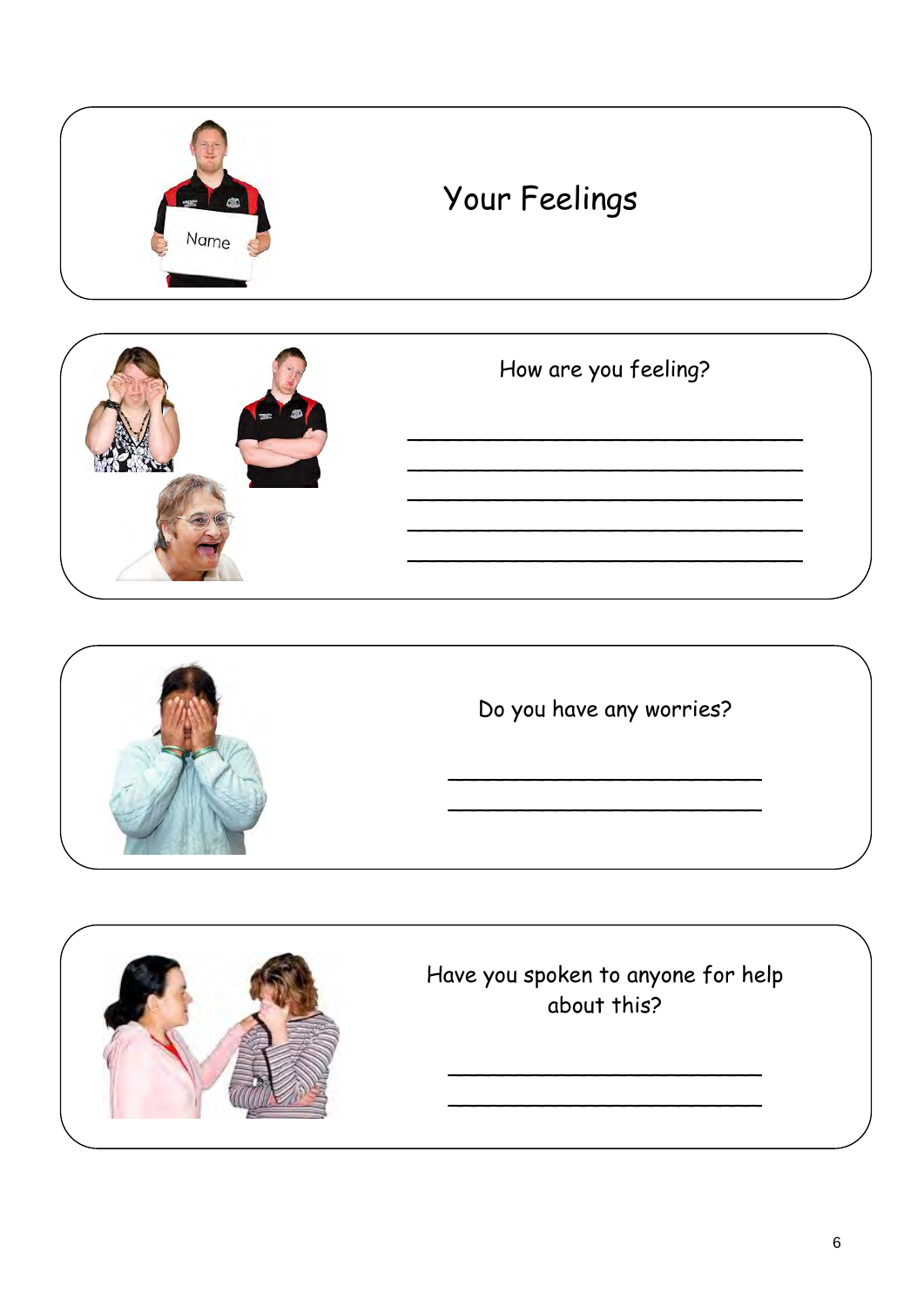# Your Feelings

How are you feeling?

______________________________
______________________________
______________________________
______________________________
______________________________

Do you have any worries?

________________________
________________________

Have you spoken to anyone for help about this?

________________________
________________________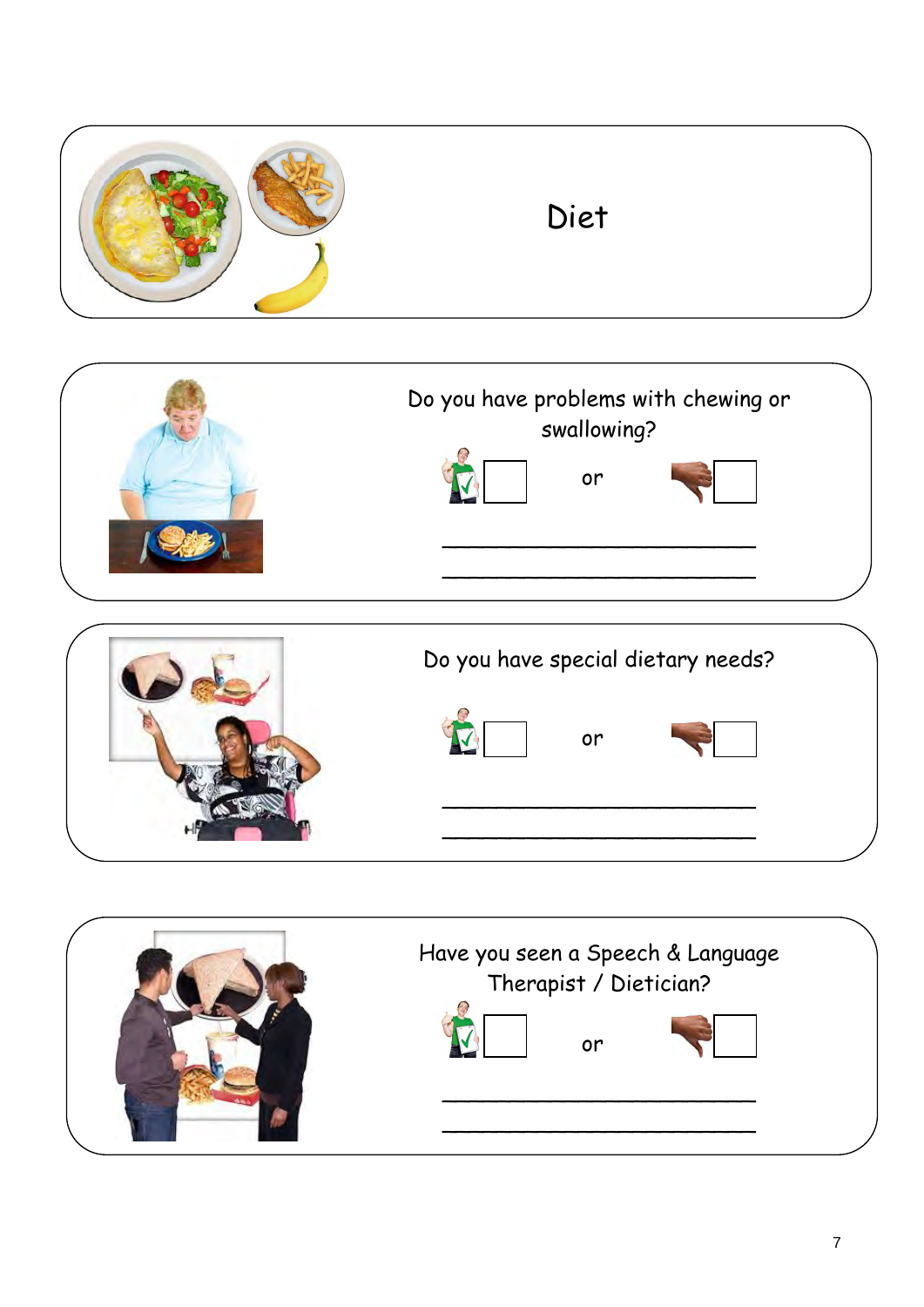# Diet

Do you have problems with chewing or swallowing?

☐ or ☐

\_\_\_\_\_\_\_\_\_\_\_\_\_\_\_\_\_\_\_\_\_\_\_\_\_\_

\_\_\_\_\_\_\_\_\_\_\_\_\_\_\_\_\_\_\_\_\_\_\_\_\_\_

Do you have special dietary needs?

☐ or ☐

\_\_\_\_\_\_\_\_\_\_\_\_\_\_\_\_\_\_\_\_\_\_\_\_\_\_

\_\_\_\_\_\_\_\_\_\_\_\_\_\_\_\_\_\_\_\_\_\_\_\_\_\_

Have you seen a Speech & Language Therapist / Dietician?

☐ or ☐

\_\_\_\_\_\_\_\_\_\_\_\_\_\_\_\_\_\_\_\_\_\_\_\_\_\_

\_\_\_\_\_\_\_\_\_\_\_\_\_\_\_\_\_\_\_\_\_\_\_\_\_\_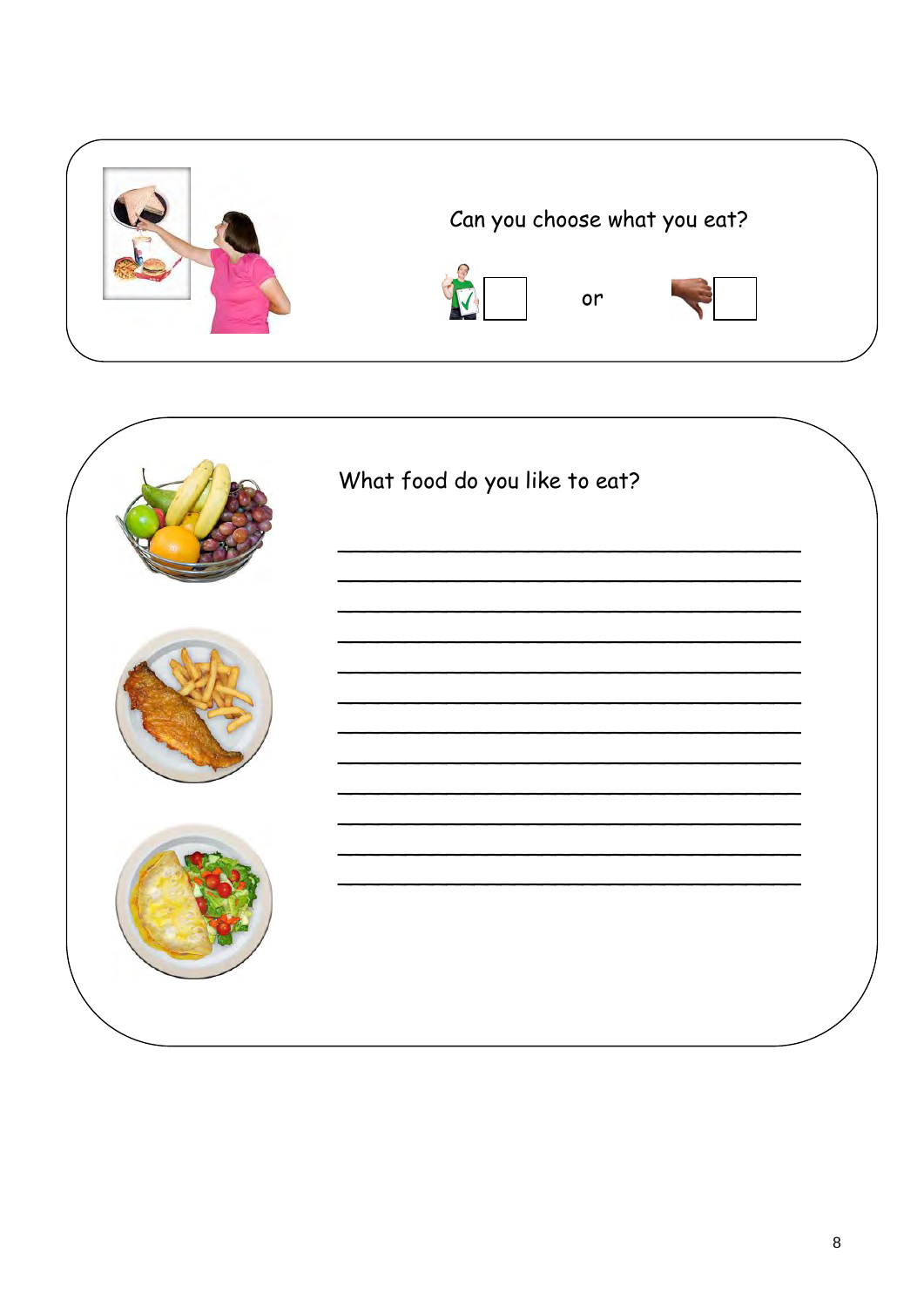Can you choose what you eat?

☐ or ☐

What food do you like to eat?

\_\_\_\_\_\_\_\_\_\_\_\_\_\_\_\_\_\_\_\_\_\_\_\_\_\_\_\_\_\_\_\_\_\_\_\_\_\_\_\_

\_\_\_\_\_\_\_\_\_\_\_\_\_\_\_\_\_\_\_\_\_\_\_\_\_\_\_\_\_\_\_\_\_\_\_\_\_\_\_\_

\_\_\_\_\_\_\_\_\_\_\_\_\_\_\_\_\_\_\_\_\_\_\_\_\_\_\_\_\_\_\_\_\_\_\_\_\_\_\_\_

\_\_\_\_\_\_\_\_\_\_\_\_\_\_\_\_\_\_\_\_\_\_\_\_\_\_\_\_\_\_\_\_\_\_\_\_\_\_\_\_

\_\_\_\_\_\_\_\_\_\_\_\_\_\_\_\_\_\_\_\_\_\_\_\_\_\_\_\_\_\_\_\_\_\_\_\_\_\_\_\_

\_\_\_\_\_\_\_\_\_\_\_\_\_\_\_\_\_\_\_\_\_\_\_\_\_\_\_\_\_\_\_\_\_\_\_\_\_\_\_\_

\_\_\_\_\_\_\_\_\_\_\_\_\_\_\_\_\_\_\_\_\_\_\_\_\_\_\_\_\_\_\_\_\_\_\_\_\_\_\_\_

\_\_\_\_\_\_\_\_\_\_\_\_\_\_\_\_\_\_\_\_\_\_\_\_\_\_\_\_\_\_\_\_\_\_\_\_\_\_\_\_

\_\_\_\_\_\_\_\_\_\_\_\_\_\_\_\_\_\_\_\_\_\_\_\_\_\_\_\_\_\_\_\_\_\_\_\_\_\_\_\_

\_\_\_\_\_\_\_\_\_\_\_\_\_\_\_\_\_\_\_\_\_\_\_\_\_\_\_\_\_\_\_\_\_\_\_\_\_\_\_\_

\_\_\_\_\_\_\_\_\_\_\_\_\_\_\_\_\_\_\_\_\_\_\_\_\_\_\_\_\_\_\_\_\_\_\_\_\_\_\_\_

\_\_\_\_\_\_\_\_\_\_\_\_\_\_\_\_\_\_\_\_\_\_\_\_\_\_\_\_\_\_\_\_\_\_\_\_\_\_\_\_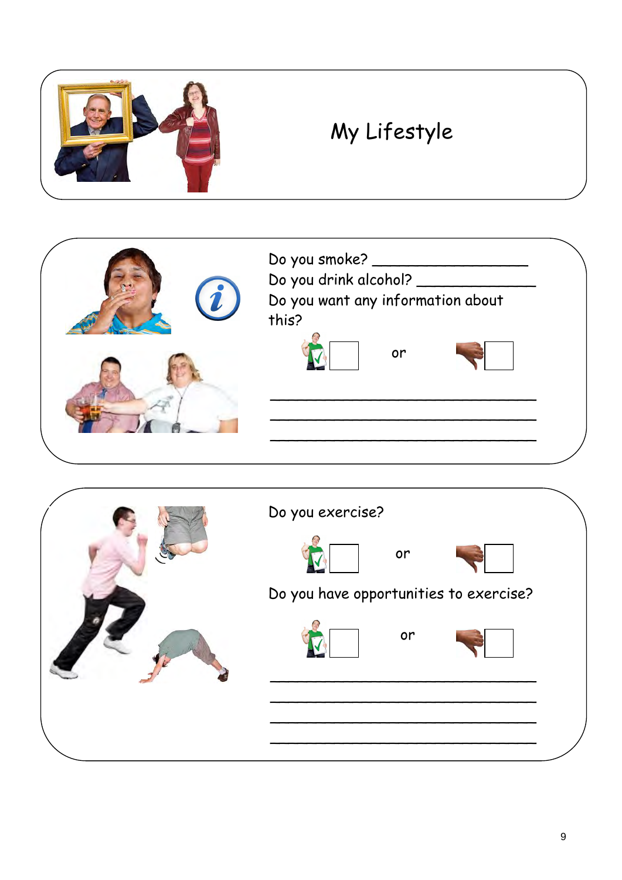# My Lifestyle

Do you smoke? ________________

Do you drink alcohol? ____________

Do you want any information about this?

☐ or ☐

________________________________

________________________________

________________________________

Do you exercise?

☐ or ☐

Do you have opportunities to exercise?

☐ or ☐

________________________________

________________________________

________________________________

________________________________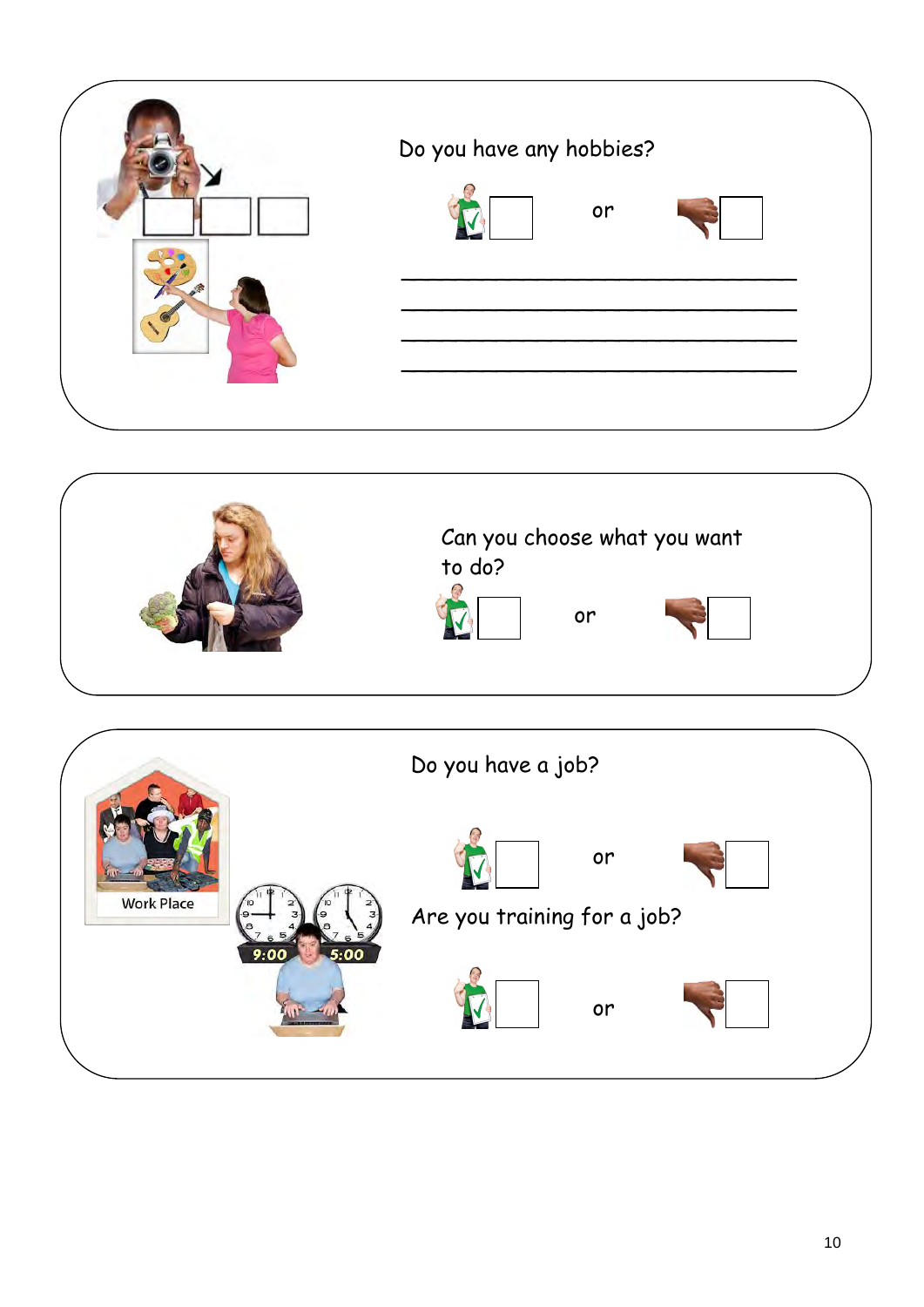Do you have any hobbies?

☐ or ☐

\_\_\_\_\_\_\_\_\_\_\_\_\_\_\_\_\_\_\_\_\_\_\_\_\_\_\_\_\_\_\_\_\_\_\_\_\_\_\_\_

\_\_\_\_\_\_\_\_\_\_\_\_\_\_\_\_\_\_\_\_\_\_\_\_\_\_\_\_\_\_\_\_\_\_\_\_\_\_\_\_

\_\_\_\_\_\_\_\_\_\_\_\_\_\_\_\_\_\_\_\_\_\_\_\_\_\_\_\_\_\_\_\_\_\_\_\_\_\_\_\_

\_\_\_\_\_\_\_\_\_\_\_\_\_\_\_\_\_\_\_\_\_\_\_\_\_\_\_\_\_\_\_\_\_\_\_\_\_\_\_\_

Can you choose what you want to do?

☐ or ☐

Work Place

9:00 5:00

Do you have a job?

☐ or ☐

Are you training for a job?

☐ or ☐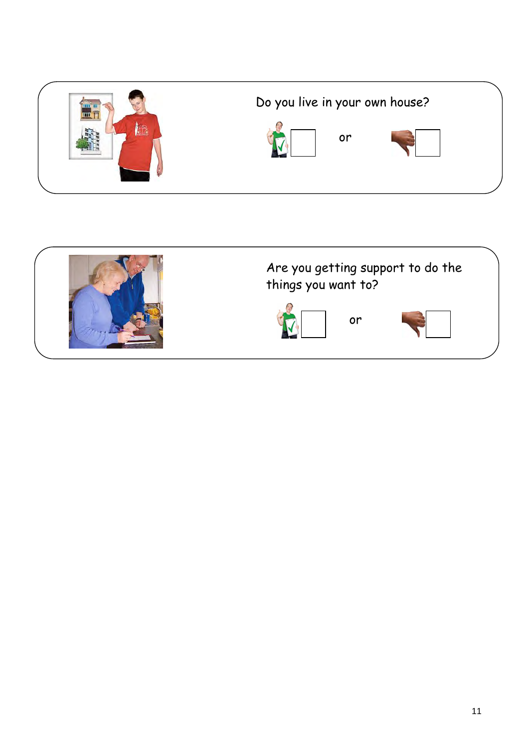Do you live in your own house?

☐ or ☐

Are you getting support to do the things you want to?

☐ or ☐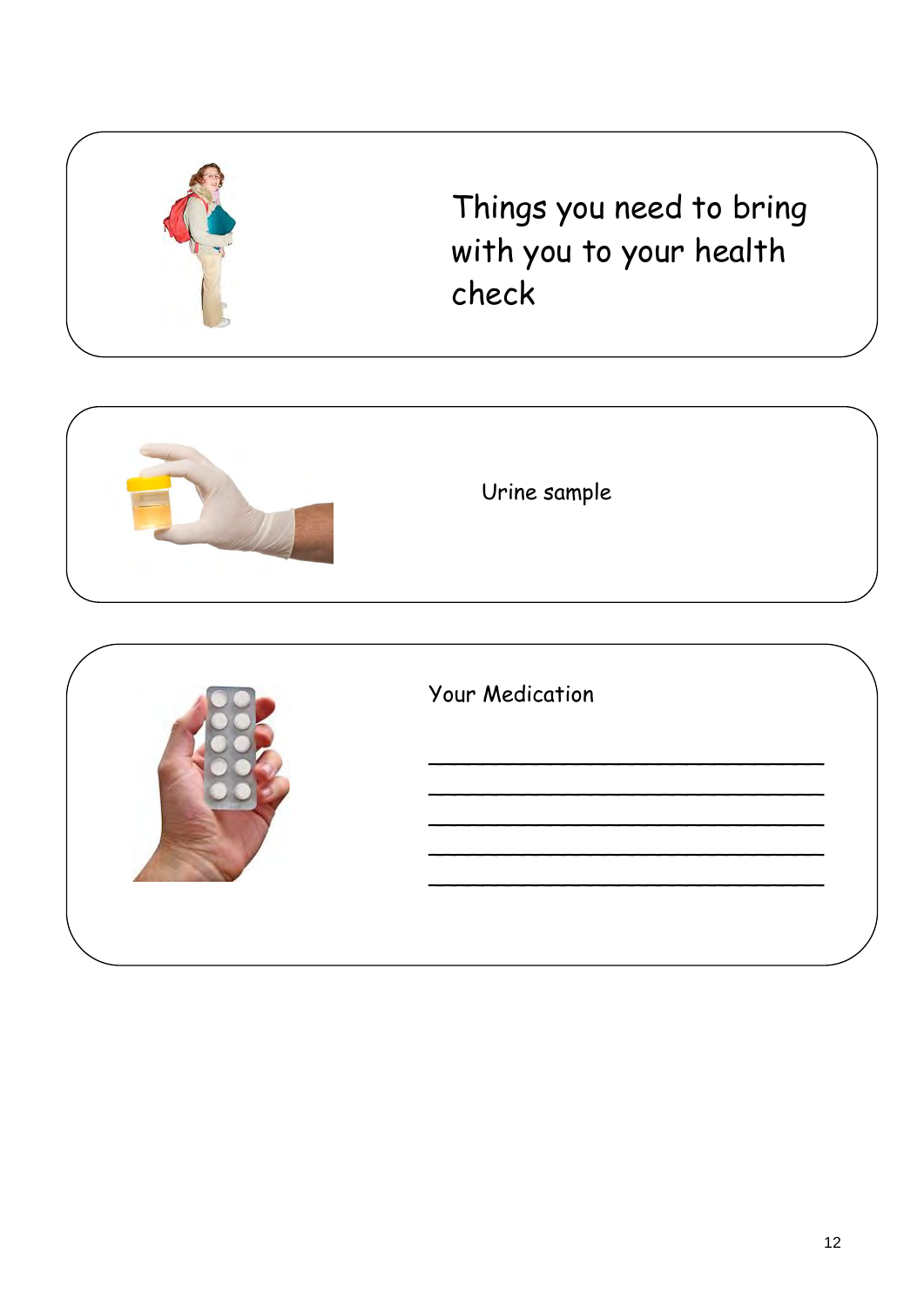# Things you need to bring with you to your health check

Urine sample

Your Medication

______________________________

______________________________

______________________________

______________________________

______________________________